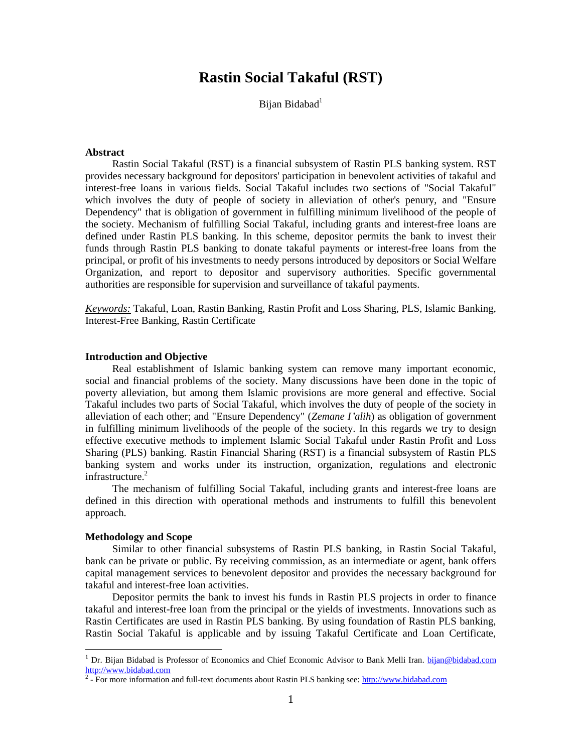# Rastin Social Takaful (RST)

Bijan Bidabad[1]

### Abstract

Rastin Social Takaful (RST) is a financial subsystem of Rastin PLS banking system. RST provides necessary background for depositors' participation in benevolent activities of takaful and interest-free loans in various fields. Social Takaful includes two sections of "Social Takaful" which involves the duty of people of society in alleviation of other's penury, and "Ensure Dependency" that is obligation of government in fulfilling minimum livelihood of the people of the society. Mechanism of fulfilling Social Takaful, including grants and interest-free loans are defined under Rastin PLS banking. In this scheme, depositor permits the bank to invest their funds through Rastin PLS banking to donate takaful payments or interest-free loans from the principal, or profit of his investments to needy persons introduced by depositors or Social Welfare Organization, and report to depositor and supervisory authorities. Specific governmental authorities are responsible for supervision and surveillance of takaful payments.

*Keywords:* Takaful, Loan, Rastin Banking, Rastin Profit and Loss Sharing, PLS, Islamic Banking, Interest-Free Banking, Rastin Certificate

### Introduction and Objective

Real establishment of Islamic banking system can remove many important economic, social and financial problems of the society. Many discussions have been done in the topic of poverty alleviation, but among them Islamic provisions are more general and effective. Social Takaful includes two parts of Social Takaful, which involves the duty of people of the society in alleviation of each other; and "Ensure Dependency" (*Zemane I'alih*) as obligation of government in fulfilling minimum livelihoods of the people of the society. In this regards we try to design effective executive methods to implement Islamic Social Takaful under Rastin Profit and Loss Sharing (PLS) banking. Rastin Financial Sharing (RST) is a financial subsystem of Rastin PLS banking system and works under its instruction, organization, regulations and electronic infrastructure.[2]

The mechanism of fulfilling Social Takaful, including grants and interest-free loans are defined in this direction with operational methods and instruments to fulfill this benevolent approach.

### Methodology and Scope

Similar to other financial subsystems of Rastin PLS banking, in Rastin Social Takaful, bank can be private or public. By receiving commission, as an intermediate or agent, bank offers capital management services to benevolent depositor and provides the necessary background for takaful and interest-free loan activities.

Depositor permits the bank to invest his funds in Rastin PLS projects in order to finance takaful and interest-free loan from the principal or the yields of investments. Innovations such as Rastin Certificates are used in Rastin PLS banking. By using foundation of Rastin PLS banking, Rastin Social Takaful is applicable and by issuing Takaful Certificate and Loan Certificate,

---

[1] Dr. Bijan Bidabad is Professor of Economics and Chief Economic Advisor to Bank Melli Iran. bijan@bidabad.com http://www.bidabad.com

[2] - For more information and full-text documents about Rastin PLS banking see: http://www.bidabad.com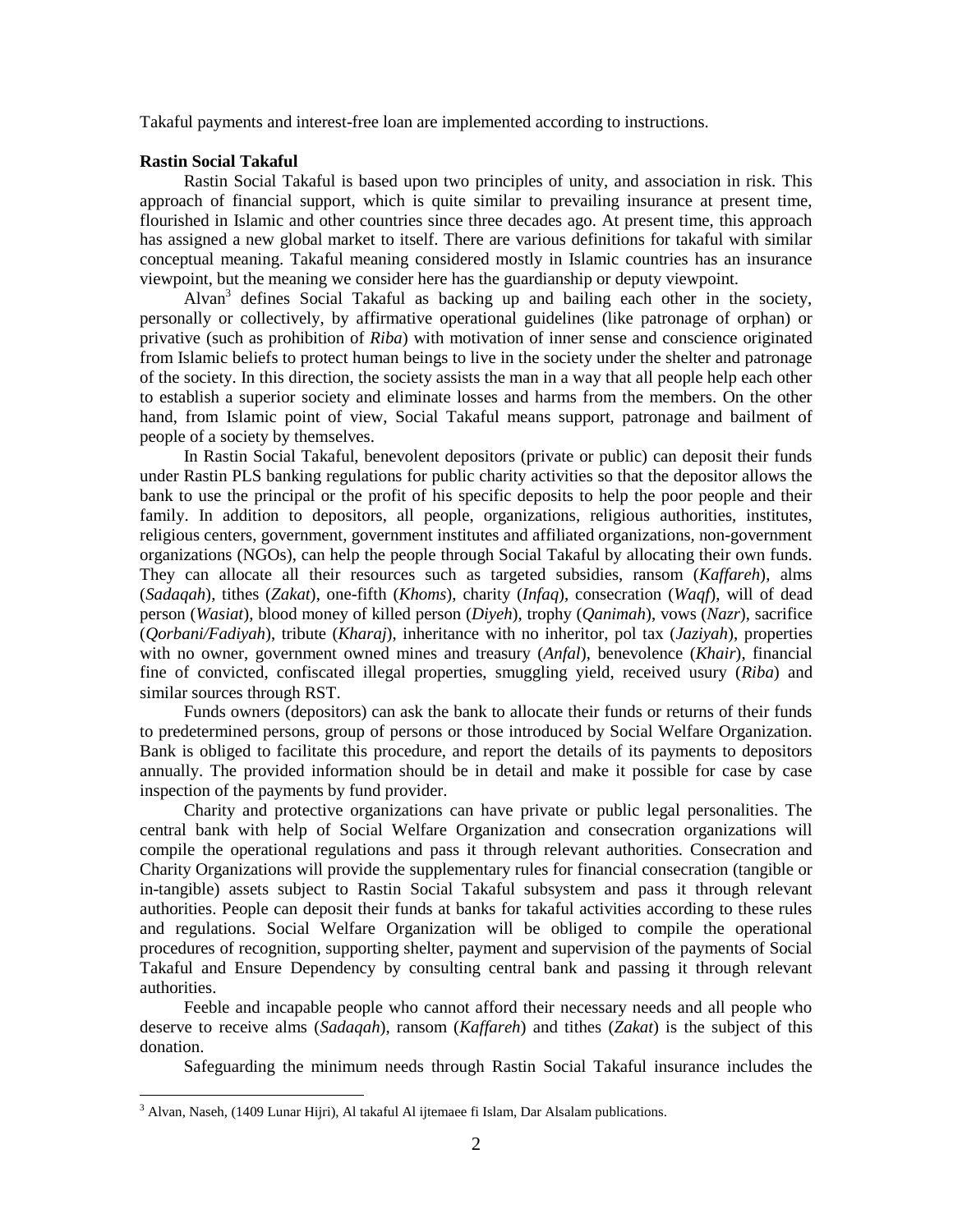Takaful payments and interest-free loan are implemented according to instructions.

**Rastin Social Takaful**

Rastin Social Takaful is based upon two principles of unity, and association in risk. This approach of financial support, which is quite similar to prevailing insurance at present time, flourished in Islamic and other countries since three decades ago. At present time, this approach has assigned a new global market to itself. There are various definitions for takaful with similar conceptual meaning. Takaful meaning considered mostly in Islamic countries has an insurance viewpoint, but the meaning we consider here has the guardianship or deputy viewpoint.

Alvan[3] defines Social Takaful as backing up and bailing each other in the society, personally or collectively, by affirmative operational guidelines (like patronage of orphan) or privative (such as prohibition of *Riba*) with motivation of inner sense and conscience originated from Islamic beliefs to protect human beings to live in the society under the shelter and patronage of the society. In this direction, the society assists the man in a way that all people help each other to establish a superior society and eliminate losses and harms from the members. On the other hand, from Islamic point of view, Social Takaful means support, patronage and bailment of people of a society by themselves.

In Rastin Social Takaful, benevolent depositors (private or public) can deposit their funds under Rastin PLS banking regulations for public charity activities so that the depositor allows the bank to use the principal or the profit of his specific deposits to help the poor people and their family. In addition to depositors, all people, organizations, religious authorities, institutes, religious centers, government, government institutes and affiliated organizations, non-government organizations (NGOs), can help the people through Social Takaful by allocating their own funds. They can allocate all their resources such as targeted subsidies, ransom (*Kaffareh*), alms (*Sadaqah*), tithes (*Zakat*), one-fifth (*Khoms*), charity (*Infaq*), consecration (*Waqf*), will of dead person (*Wasiat*), blood money of killed person (*Diyeh*), trophy (*Qanimah*), vows (*Nazr*), sacrifice (*Qorbani/Fadiyah*), tribute (*Kharaj*), inheritance with no inheritor, pol tax (*Jaziyah*), properties with no owner, government owned mines and treasury (*Anfal*), benevolence (*Khair*), financial fine of convicted, confiscated illegal properties, smuggling yield, received usury (*Riba*) and similar sources through RST.

Funds owners (depositors) can ask the bank to allocate their funds or returns of their funds to predetermined persons, group of persons or those introduced by Social Welfare Organization. Bank is obliged to facilitate this procedure, and report the details of its payments to depositors annually. The provided information should be in detail and make it possible for case by case inspection of the payments by fund provider.

Charity and protective organizations can have private or public legal personalities. The central bank with help of Social Welfare Organization and consecration organizations will compile the operational regulations and pass it through relevant authorities. Consecration and Charity Organizations will provide the supplementary rules for financial consecration (tangible or in-tangible) assets subject to Rastin Social Takaful subsystem and pass it through relevant authorities. People can deposit their funds at banks for takaful activities according to these rules and regulations. Social Welfare Organization will be obliged to compile the operational procedures of recognition, supporting shelter, payment and supervision of the payments of Social Takaful and Ensure Dependency by consulting central bank and passing it through relevant authorities.

Feeble and incapable people who cannot afford their necessary needs and all people who deserve to receive alms (*Sadaqah*), ransom (*Kaffareh*) and tithes (*Zakat*) is the subject of this donation.

Safeguarding the minimum needs through Rastin Social Takaful insurance includes the

[3] Alvan, Naseh, (1409 Lunar Hijri), Al takaful Al ijtemaee fi Islam, Dar Alsalam publications.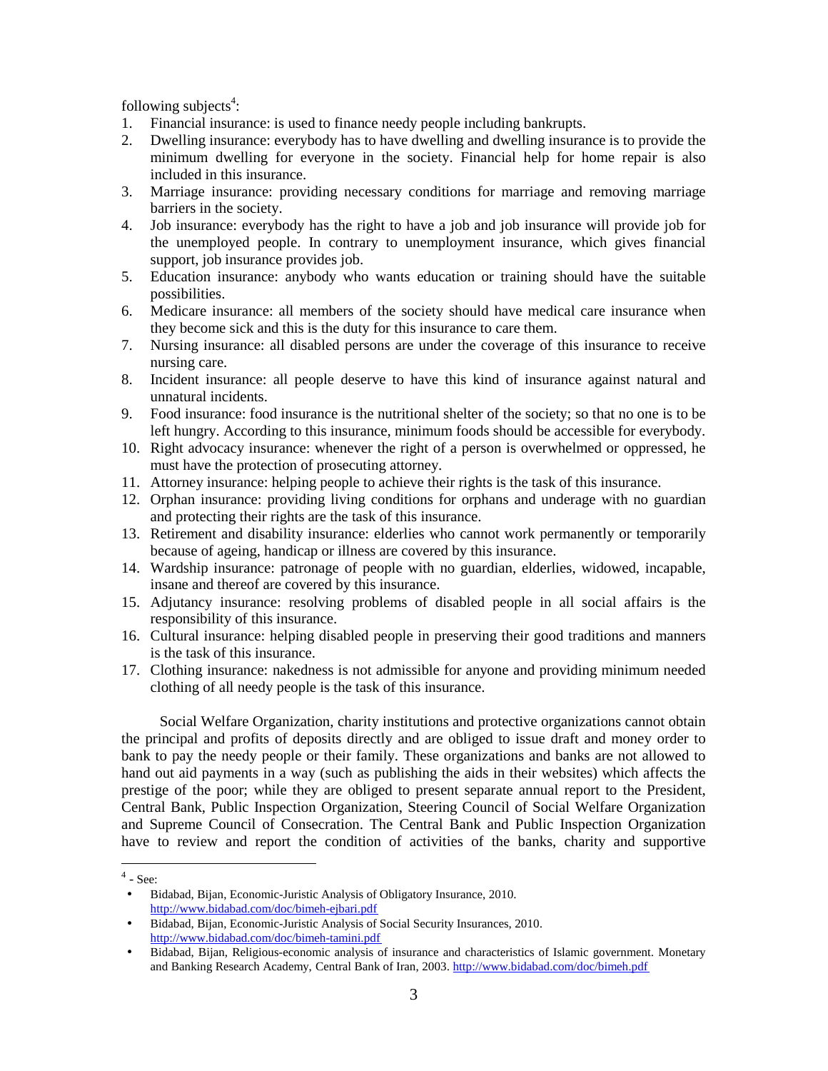following subjects[4]:

1. Financial insurance: is used to finance needy people including bankrupts.
2. Dwelling insurance: everybody has to have dwelling and dwelling insurance is to provide the minimum dwelling for everyone in the society. Financial help for home repair is also included in this insurance.
3. Marriage insurance: providing necessary conditions for marriage and removing marriage barriers in the society.
4. Job insurance: everybody has the right to have a job and job insurance will provide job for the unemployed people. In contrary to unemployment insurance, which gives financial support, job insurance provides job.
5. Education insurance: anybody who wants education or training should have the suitable possibilities.
6. Medicare insurance: all members of the society should have medical care insurance when they become sick and this is the duty for this insurance to care them.
7. Nursing insurance: all disabled persons are under the coverage of this insurance to receive nursing care.
8. Incident insurance: all people deserve to have this kind of insurance against natural and unnatural incidents.
9. Food insurance: food insurance is the nutritional shelter of the society; so that no one is to be left hungry. According to this insurance, minimum foods should be accessible for everybody.
10. Right advocacy insurance: whenever the right of a person is overwhelmed or oppressed, he must have the protection of prosecuting attorney.
11. Attorney insurance: helping people to achieve their rights is the task of this insurance.
12. Orphan insurance: providing living conditions for orphans and underage with no guardian and protecting their rights are the task of this insurance.
13. Retirement and disability insurance: elderlies who cannot work permanently or temporarily because of ageing, handicap or illness are covered by this insurance.
14. Wardship insurance: patronage of people with no guardian, elderlies, widowed, incapable, insane and thereof are covered by this insurance.
15. Adjutancy insurance: resolving problems of disabled people in all social affairs is the responsibility of this insurance.
16. Cultural insurance: helping disabled people in preserving their good traditions and manners is the task of this insurance.
17. Clothing insurance: nakedness is not admissible for anyone and providing minimum needed clothing of all needy people is the task of this insurance.

Social Welfare Organization, charity institutions and protective organizations cannot obtain the principal and profits of deposits directly and are obliged to issue draft and money order to bank to pay the needy people or their family. These organizations and banks are not allowed to hand out aid payments in a way (such as publishing the aids in their websites) which affects the prestige of the poor; while they are obliged to present separate annual report to the President, Central Bank, Public Inspection Organization, Steering Council of Social Welfare Organization and Supreme Council of Consecration. The Central Bank and Public Inspection Organization have to review and report the condition of activities of the banks, charity and supportive

---

[4] - See:

- Bidabad, Bijan, Economic-Juristic Analysis of Obligatory Insurance, 2010. http://www.bidabad.com/doc/bimeh-ejbari.pdf
- Bidabad, Bijan, Economic-Juristic Analysis of Social Security Insurances, 2010. http://www.bidabad.com/doc/bimeh-tamini.pdf
- Bidabad, Bijan, Religious-economic analysis of insurance and characteristics of Islamic government. Monetary and Banking Research Academy, Central Bank of Iran, 2003. http://www.bidabad.com/doc/bimeh.pdf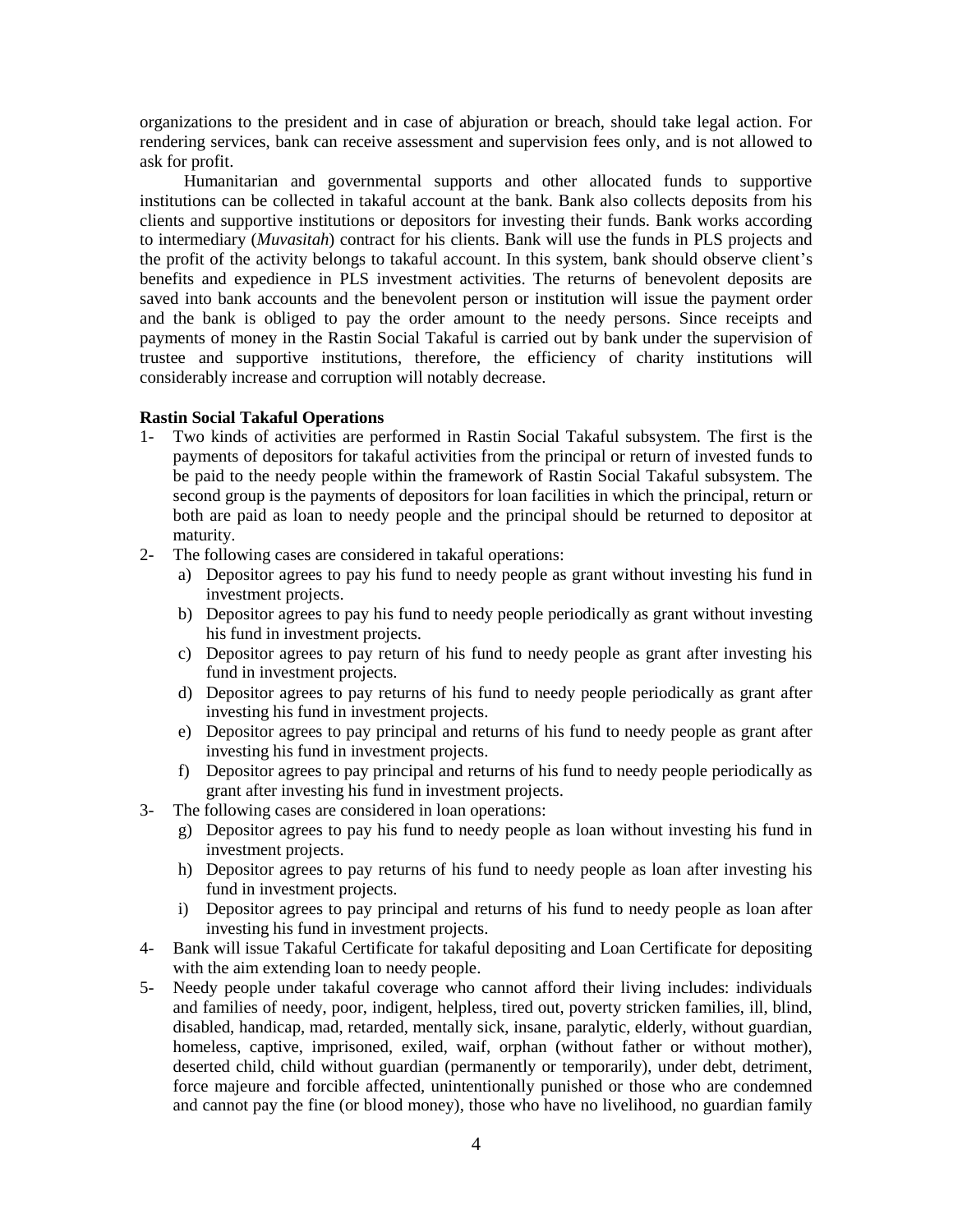organizations to the president and in case of abjuration or breach, should take legal action. For rendering services, bank can receive assessment and supervision fees only, and is not allowed to ask for profit.

Humanitarian and governmental supports and other allocated funds to supportive institutions can be collected in takaful account at the bank. Bank also collects deposits from his clients and supportive institutions or depositors for investing their funds. Bank works according to intermediary (*Muvasitah*) contract for his clients. Bank will use the funds in PLS projects and the profit of the activity belongs to takaful account. In this system, bank should observe client's benefits and expedience in PLS investment activities. The returns of benevolent deposits are saved into bank accounts and the benevolent person or institution will issue the payment order and the bank is obliged to pay the order amount to the needy persons. Since receipts and payments of money in the Rastin Social Takaful is carried out by bank under the supervision of trustee and supportive institutions, therefore, the efficiency of charity institutions will considerably increase and corruption will notably decrease.

**Rastin Social Takaful Operations**

1- Two kinds of activities are performed in Rastin Social Takaful subsystem. The first is the payments of depositors for takaful activities from the principal or return of invested funds to be paid to the needy people within the framework of Rastin Social Takaful subsystem. The second group is the payments of depositors for loan facilities in which the principal, return or both are paid as loan to needy people and the principal should be returned to depositor at maturity.

2- The following cases are considered in takaful operations:
   a) Depositor agrees to pay his fund to needy people as grant without investing his fund in investment projects.
   b) Depositor agrees to pay his fund to needy people periodically as grant without investing his fund in investment projects.
   c) Depositor agrees to pay return of his fund to needy people as grant after investing his fund in investment projects.
   d) Depositor agrees to pay returns of his fund to needy people periodically as grant after investing his fund in investment projects.
   e) Depositor agrees to pay principal and returns of his fund to needy people as grant after investing his fund in investment projects.
   f) Depositor agrees to pay principal and returns of his fund to needy people periodically as grant after investing his fund in investment projects.

3- The following cases are considered in loan operations:
   g) Depositor agrees to pay his fund to needy people as loan without investing his fund in investment projects.
   h) Depositor agrees to pay returns of his fund to needy people as loan after investing his fund in investment projects.
   i) Depositor agrees to pay principal and returns of his fund to needy people as loan after investing his fund in investment projects.

4- Bank will issue Takaful Certificate for takaful depositing and Loan Certificate for depositing with the aim extending loan to needy people.

5- Needy people under takaful coverage who cannot afford their living includes: individuals and families of needy, poor, indigent, helpless, tired out, poverty stricken families, ill, blind, disabled, handicap, mad, retarded, mentally sick, insane, paralytic, elderly, without guardian, homeless, captive, imprisoned, exiled, waif, orphan (without father or without mother), deserted child, child without guardian (permanently or temporarily), under debt, detriment, force majeure and forcible affected, unintentionally punished or those who are condemned and cannot pay the fine (or blood money), those who have no livelihood, no guardian family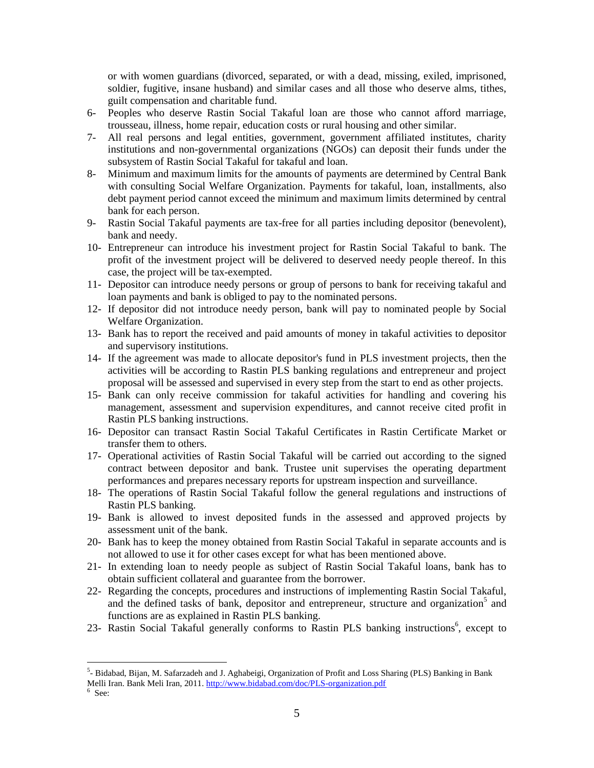or with women guardians (divorced, separated, or with a dead, missing, exiled, imprisoned, soldier, fugitive, insane husband) and similar cases and all those who deserve alms, tithes, guilt compensation and charitable fund.

6- Peoples who deserve Rastin Social Takaful loan are those who cannot afford marriage, trousseau, illness, home repair, education costs or rural housing and other similar.
7- All real persons and legal entities, government, government affiliated institutes, charity institutions and non-governmental organizations (NGOs) can deposit their funds under the subsystem of Rastin Social Takaful for takaful and loan.
8- Minimum and maximum limits for the amounts of payments are determined by Central Bank with consulting Social Welfare Organization. Payments for takaful, loan, installments, also debt payment period cannot exceed the minimum and maximum limits determined by central bank for each person.
9- Rastin Social Takaful payments are tax-free for all parties including depositor (benevolent), bank and needy.
10- Entrepreneur can introduce his investment project for Rastin Social Takaful to bank. The profit of the investment project will be delivered to deserved needy people thereof. In this case, the project will be tax-exempted.
11- Depositor can introduce needy persons or group of persons to bank for receiving takaful and loan payments and bank is obliged to pay to the nominated persons.
12- If depositor did not introduce needy person, bank will pay to nominated people by Social Welfare Organization.
13- Bank has to report the received and paid amounts of money in takaful activities to depositor and supervisory institutions.
14- If the agreement was made to allocate depositor's fund in PLS investment projects, then the activities will be according to Rastin PLS banking regulations and entrepreneur and project proposal will be assessed and supervised in every step from the start to end as other projects.
15- Bank can only receive commission for takaful activities for handling and covering his management, assessment and supervision expenditures, and cannot receive cited profit in Rastin PLS banking instructions.
16- Depositor can transact Rastin Social Takaful Certificates in Rastin Certificate Market or transfer them to others.
17- Operational activities of Rastin Social Takaful will be carried out according to the signed contract between depositor and bank. Trustee unit supervises the operating department performances and prepares necessary reports for upstream inspection and surveillance.
18- The operations of Rastin Social Takaful follow the general regulations and instructions of Rastin PLS banking.
19- Bank is allowed to invest deposited funds in the assessed and approved projects by assessment unit of the bank.
20- Bank has to keep the money obtained from Rastin Social Takaful in separate accounts and is not allowed to use it for other cases except for what has been mentioned above.
21- In extending loan to needy people as subject of Rastin Social Takaful loans, bank has to obtain sufficient collateral and guarantee from the borrower.
22- Regarding the concepts, procedures and instructions of implementing Rastin Social Takaful, and the defined tasks of bank, depositor and entrepreneur, structure and organization[5] and functions are as explained in Rastin PLS banking.
23- Rastin Social Takaful generally conforms to Rastin PLS banking instructions[6], except to

---

[5]- Bidabad, Bijan, M. Safarzadeh and J. Aghabeigi, Organization of Profit and Loss Sharing (PLS) Banking in Bank Melli Iran. Bank Meli Iran, 2011. http://www.bidabad.com/doc/PLS-organization.pdf

[6] See: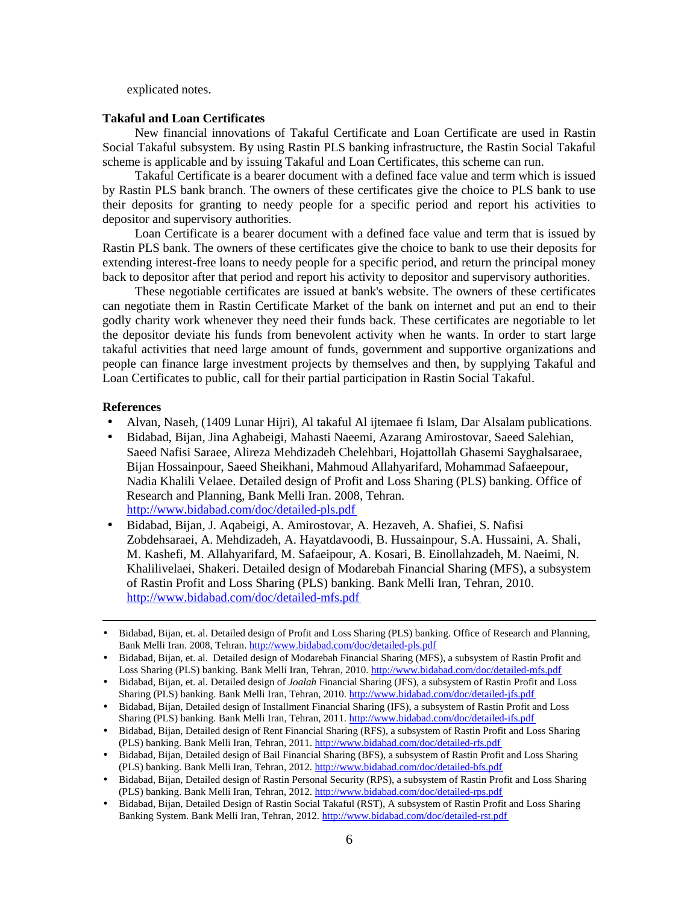explicated notes.

**Takaful and Loan Certificates**

New financial innovations of Takaful Certificate and Loan Certificate are used in Rastin Social Takaful subsystem. By using Rastin PLS banking infrastructure, the Rastin Social Takaful scheme is applicable and by issuing Takaful and Loan Certificates, this scheme can run.

Takaful Certificate is a bearer document with a defined face value and term which is issued by Rastin PLS bank branch. The owners of these certificates give the choice to PLS bank to use their deposits for granting to needy people for a specific period and report his activities to depositor and supervisory authorities.

Loan Certificate is a bearer document with a defined face value and term that is issued by Rastin PLS bank. The owners of these certificates give the choice to bank to use their deposits for extending interest-free loans to needy people for a specific period, and return the principal money back to depositor after that period and report his activity to depositor and supervisory authorities.

These negotiable certificates are issued at bank's website. The owners of these certificates can negotiate them in Rastin Certificate Market of the bank on internet and put an end to their godly charity work whenever they need their funds back. These certificates are negotiable to let the depositor deviate his funds from benevolent activity when he wants. In order to start large takaful activities that need large amount of funds, government and supportive organizations and people can finance large investment projects by themselves and then, by supplying Takaful and Loan Certificates to public, call for their partial participation in Rastin Social Takaful.

**References**

- Alvan, Naseh, (1409 Lunar Hijri), Al takaful Al ijtemaee fi Islam, Dar Alsalam publications.
- Bidabad, Bijan, Jina Aghabeigi, Mahasti Naeemi, Azarang Amirostovar, Saeed Salehian, Saeed Nafisi Saraee, Alireza Mehdizadeh Chelehbari, Hojattollah Ghasemi Sayghalsaraee, Bijan Hossainpour, Saeed Sheikhani, Mahmoud Allahyarifard, Mohammad Safaeepour, Nadia Khalili Velaee. Detailed design of Profit and Loss Sharing (PLS) banking. Office of Research and Planning, Bank Melli Iran. 2008, Tehran. http://www.bidabad.com/doc/detailed-pls.pdf
- Bidabad, Bijan, J. Aqabeigi, A. Amirostovar, A. Hezaveh, A. Shafiei, S. Nafisi Zobdehsaraei, A. Mehdizadeh, A. Hayatdavoodi, B. Hussainpour, S.A. Hussaini, A. Shali, M. Kashefi, M. Allahyarifard, M. Safaeipour, A. Kosari, B. Einollahzadeh, M. Naeimi, N. Khalilivelaei, Shakeri. Detailed design of Modarebah Financial Sharing (MFS), a subsystem of Rastin Profit and Loss Sharing (PLS) banking. Bank Melli Iran, Tehran, 2010. http://www.bidabad.com/doc/detailed-mfs.pdf

---

- Bidabad, Bijan, et. al. Detailed design of Profit and Loss Sharing (PLS) banking. Office of Research and Planning, Bank Melli Iran. 2008, Tehran. http://www.bidabad.com/doc/detailed-pls.pdf
- Bidabad, Bijan, et. al. Detailed design of Modarebah Financial Sharing (MFS), a subsystem of Rastin Profit and Loss Sharing (PLS) banking. Bank Melli Iran, Tehran, 2010. http://www.bidabad.com/doc/detailed-mfs.pdf
- Bidabad, Bijan, et. al. Detailed design of *Joalah* Financial Sharing (JFS), a subsystem of Rastin Profit and Loss Sharing (PLS) banking. Bank Melli Iran, Tehran, 2010. http://www.bidabad.com/doc/detailed-jfs.pdf
- Bidabad, Bijan, Detailed design of Installment Financial Sharing (IFS), a subsystem of Rastin Profit and Loss Sharing (PLS) banking. Bank Melli Iran, Tehran, 2011. http://www.bidabad.com/doc/detailed-ifs.pdf
- Bidabad, Bijan, Detailed design of Rent Financial Sharing (RFS), a subsystem of Rastin Profit and Loss Sharing (PLS) banking. Bank Melli Iran, Tehran, 2011. http://www.bidabad.com/doc/detailed-rfs.pdf
- Bidabad, Bijan, Detailed design of Bail Financial Sharing (BFS), a subsystem of Rastin Profit and Loss Sharing (PLS) banking. Bank Melli Iran, Tehran, 2012. http://www.bidabad.com/doc/detailed-bfs.pdf
- Bidabad, Bijan, Detailed design of Rastin Personal Security (RPS), a subsystem of Rastin Profit and Loss Sharing (PLS) banking. Bank Melli Iran, Tehran, 2012. http://www.bidabad.com/doc/detailed-rps.pdf
- Bidabad, Bijan, Detailed Design of Rastin Social Takaful (RST), A subsystem of Rastin Profit and Loss Sharing Banking System. Bank Melli Iran, Tehran, 2012. http://www.bidabad.com/doc/detailed-rst.pdf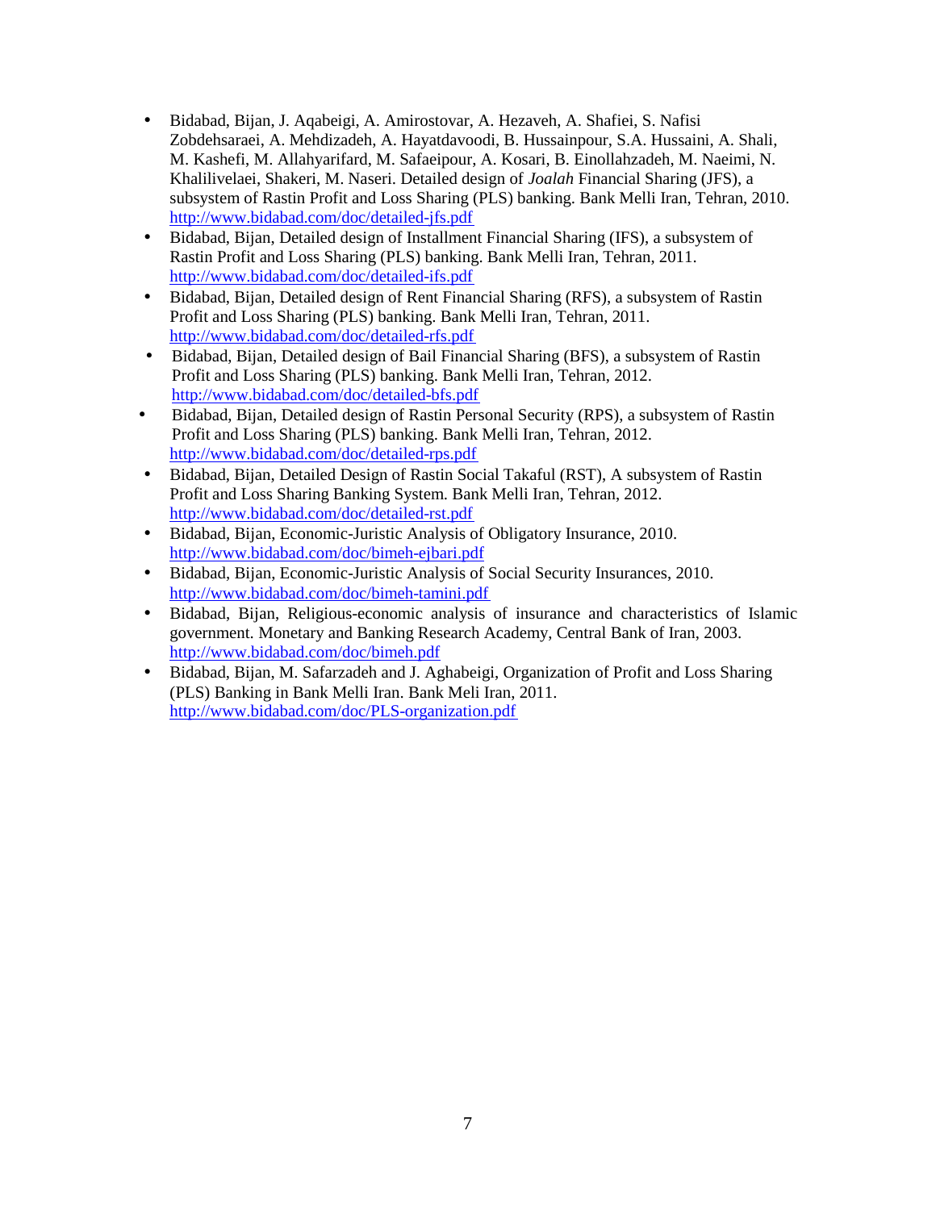- Bidabad, Bijan, J. Aqabeigi, A. Amirostovar, A. Hezaveh, A. Shafiei, S. Nafisi Zobdehsaraei, A. Mehdizadeh, A. Hayatdavoodi, B. Hussainpour, S.A. Hussaini, A. Shali, M. Kashefi, M. Allahyarifard, M. Safaeipour, A. Kosari, B. Einollahzadeh, M. Naeimi, N. Khalilivelaei, Shakeri, M. Naseri. Detailed design of *Joalah* Financial Sharing (JFS), a subsystem of Rastin Profit and Loss Sharing (PLS) banking. Bank Melli Iran, Tehran, 2010. http://www.bidabad.com/doc/detailed-jfs.pdf
- Bidabad, Bijan, Detailed design of Installment Financial Sharing (IFS), a subsystem of Rastin Profit and Loss Sharing (PLS) banking. Bank Melli Iran, Tehran, 2011. http://www.bidabad.com/doc/detailed-ifs.pdf
- Bidabad, Bijan, Detailed design of Rent Financial Sharing (RFS), a subsystem of Rastin Profit and Loss Sharing (PLS) banking. Bank Melli Iran, Tehran, 2011. http://www.bidabad.com/doc/detailed-rfs.pdf
- Bidabad, Bijan, Detailed design of Bail Financial Sharing (BFS), a subsystem of Rastin Profit and Loss Sharing (PLS) banking. Bank Melli Iran, Tehran, 2012. http://www.bidabad.com/doc/detailed-bfs.pdf
- Bidabad, Bijan, Detailed design of Rastin Personal Security (RPS), a subsystem of Rastin Profit and Loss Sharing (PLS) banking. Bank Melli Iran, Tehran, 2012. http://www.bidabad.com/doc/detailed-rps.pdf
- Bidabad, Bijan, Detailed Design of Rastin Social Takaful (RST), A subsystem of Rastin Profit and Loss Sharing Banking System. Bank Melli Iran, Tehran, 2012. http://www.bidabad.com/doc/detailed-rst.pdf
- Bidabad, Bijan, Economic-Juristic Analysis of Obligatory Insurance, 2010. http://www.bidabad.com/doc/bimeh-ejbari.pdf
- Bidabad, Bijan, Economic-Juristic Analysis of Social Security Insurances, 2010. http://www.bidabad.com/doc/bimeh-tamini.pdf
- Bidabad, Bijan, Religious-economic analysis of insurance and characteristics of Islamic government. Monetary and Banking Research Academy, Central Bank of Iran, 2003. http://www.bidabad.com/doc/bimeh.pdf
- Bidabad, Bijan, M. Safarzadeh and J. Aghabeigi, Organization of Profit and Loss Sharing (PLS) Banking in Bank Melli Iran. Bank Meli Iran, 2011. http://www.bidabad.com/doc/PLS-organization.pdf